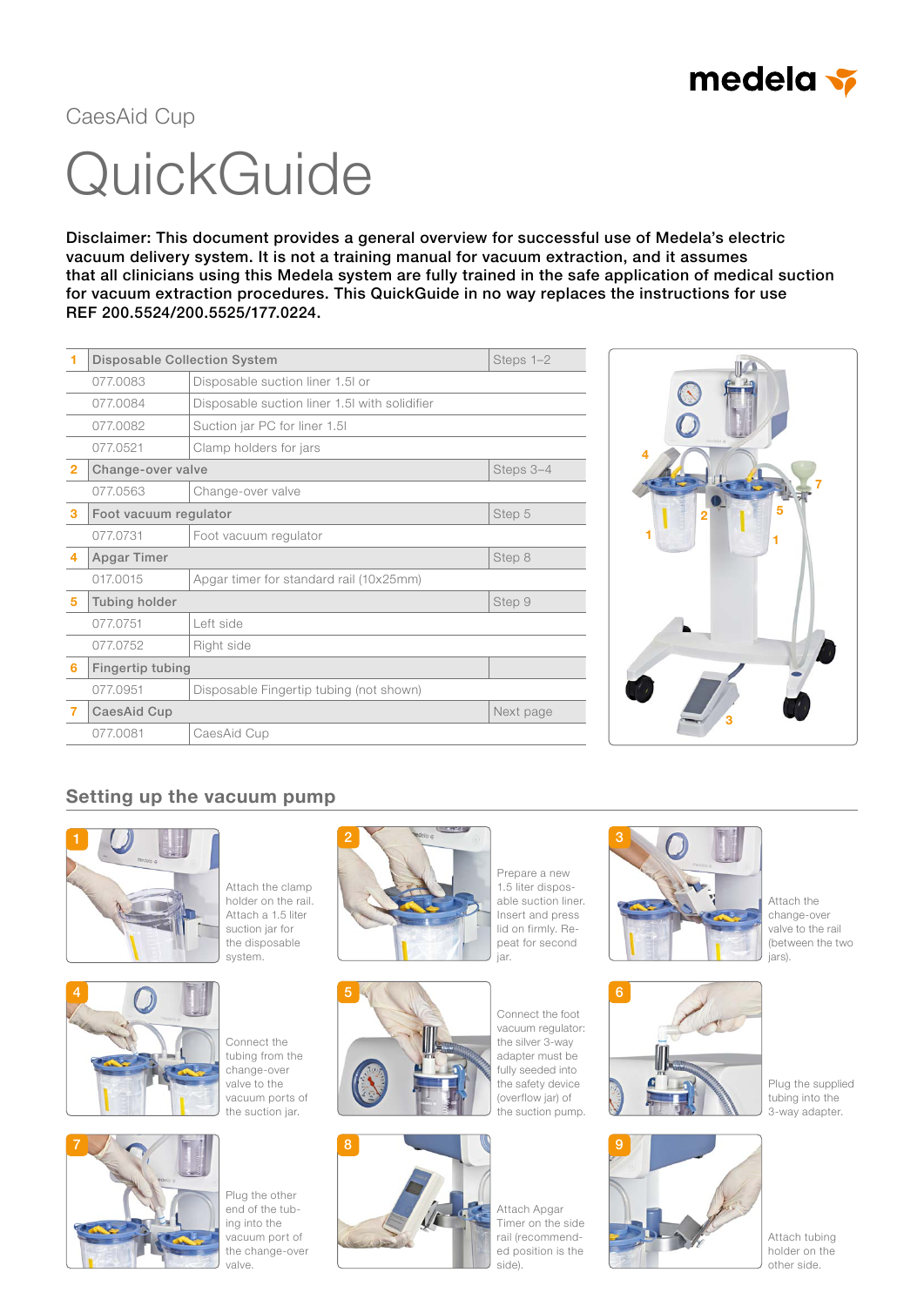medela

CaesAid Cup

# QuickGuide

**Disclaimer: This document provides a general overview for successful use of Medela's electric vacuum delivery system. It is not a training manual for vacuum extraction, and it assumes that all clinicians using this Medela system are fully trained in the safe application of medical suction for vacuum extraction procedures. This QuickGuide in no way replaces the instructions for use REF 200.5524/200.5525/177.0224.**

| | | | |
|---|---|---|---|
| 1 | **Disposable Collection System** | | Steps 1–2 |
| | 077.0083 | Disposable suction liner 1.5l or | |
| | 077.0084 | Disposable suction liner 1.5l with solidifier | |
| | 077.0082 | Suction jar PC for liner 1.5l | |
| | 077.0521 | Clamp holders for jars | |
| 2 | **Change-over valve** | | Steps 3–4 |
| | 077.0563 | Change-over valve | |
| 3 | **Foot vacuum regulator** | | Step 5 |
| | 077.0731 | Foot vacuum regulator | |
| 4 | **Apgar Timer** | | Step 8 |
| | 017.0015 | Apgar timer for standard rail (10x25mm) | |
| 5 | **Tubing holder** | | Step 9 |
| | 077.0751 | Left side | |
| | 077.0752 | Right side | |
| 6 | **Fingertip tubing** | | |
| | 077.0951 | Disposable Fingertip tubing (not shown) | |
| 7 | **CaesAid Cup** | | Next page |
| | 077.0081 | CaesAid Cup | |

## Setting up the vacuum pump

1. Attach the clamp holder on the rail. Attach a 1.5 liter suction jar for the disposable system.
2. Prepare a new 1.5 liter disposable suction liner. Insert and press lid on firmly. Repeat for second jar.
3. Attach the change-over valve to the rail (between the two jars).
4. Connect the tubing from the change-over valve to the vacuum ports of the suction jar.
5. Connect the foot vacuum regulator: the silver 3-way adapter must be fully seeded into the safety device (overflow jar) of the suction pump.
6. Plug the supplied tubing into the 3-way adapter.
7. Plug the other end of the tubing into the vacuum port of the change-over valve.
8. Attach Apgar Timer on the side rail (recommended position is the side).
9. Attach tubing holder on the other side.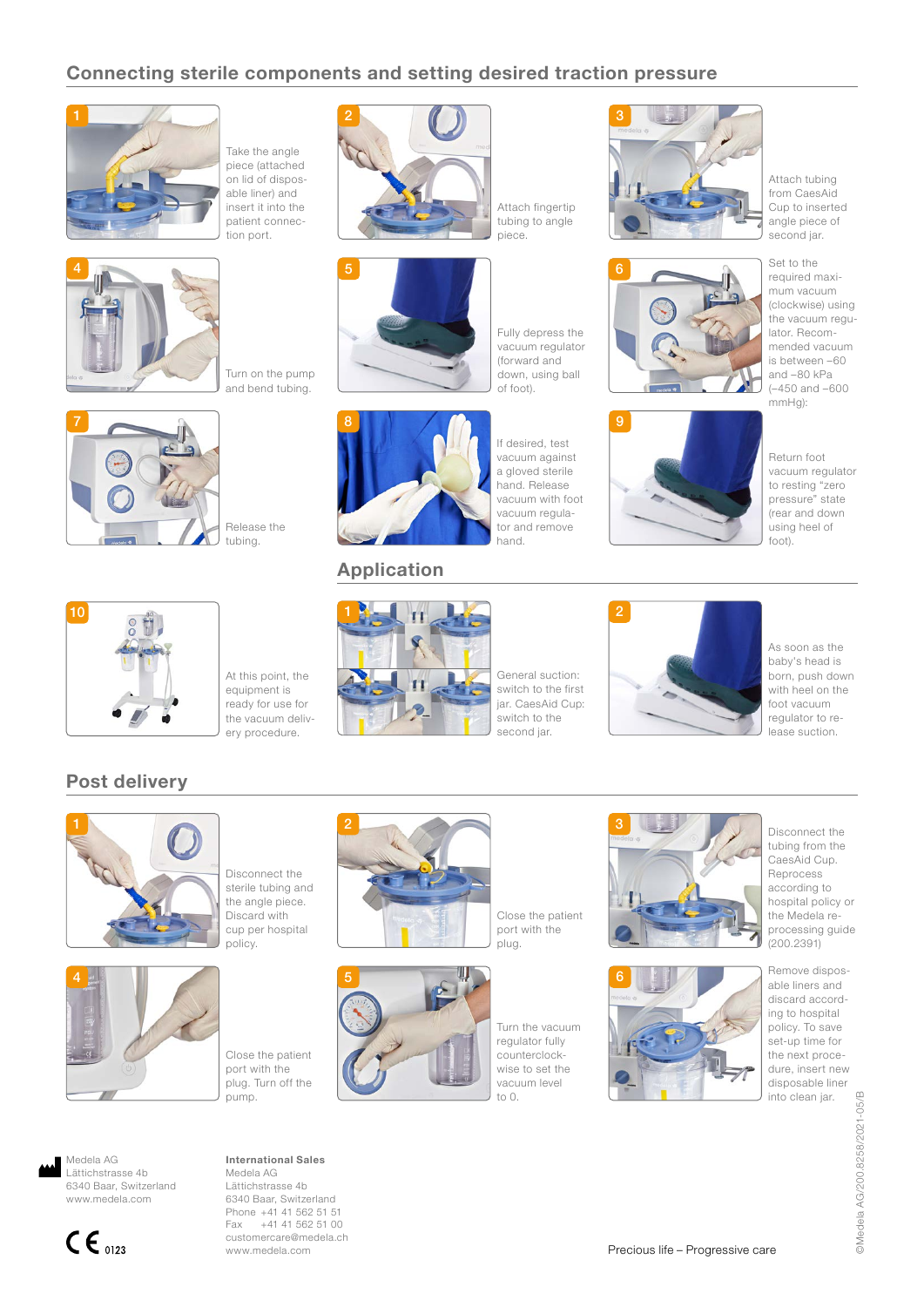## Connecting sterile components and setting desired traction pressure

1. Take the angle piece (attached on lid of disposable liner) and insert it into the patient connection port.

2. Attach fingertip tubing to angle piece.

3. Attach tubing from CaesAid Cup to inserted angle piece of second jar.

4. Turn on the pump and bend tubing.

5. Fully depress the vacuum regulator (forward and down, using ball of foot).

6. Set to the required maximum vacuum (clockwise) using the vacuum regulator. Recommended vacuum is between –60 and –80 kPa (–450 and –600 mmHg):

7. Release the tubing.

8. If desired, test vacuum against a gloved sterile hand. Release vacuum with foot vacuum regulator and remove hand.

9. Return foot vacuum regulator to resting "zero pressure" state (rear and down using heel of foot).

10. At this point, the equipment is ready for use for the vacuum delivery procedure.

## Application

1. General suction: switch to the first jar. CaesAid Cup: switch to the second jar.

2. As soon as the baby's head is born, push down with heel on the foot vacuum regulator to release suction.

## Post delivery

1. Disconnect the sterile tubing and the angle piece. Discard with cup per hospital policy.

2. Close the patient port with the plug.

3. Disconnect the tubing from the CaesAid Cup. Reprocess according to hospital policy or the Medela reprocessing guide (200.2391)

4. Close the patient port with the plug. Turn off the pump.

5. Turn the vacuum regulator fully counterclockwise to set the vacuum level to 0.

6. Remove disposable liners and discard according to hospital policy. To save set-up time for the next procedure, insert new disposable liner into clean jar.

Medela AG
Lättichstrasse 4b
6340 Baar, Switzerland
www.medela.com

CE 0123

**International Sales**
Medela AG
Lättichstrasse 4b
6340 Baar, Switzerland
Phone +41 41 562 51 51
Fax +41 41 562 51 00
customercare@medela.ch
www.medela.com

Precious life – Progressive care

©Medela AG/200.8258/2021-05/B